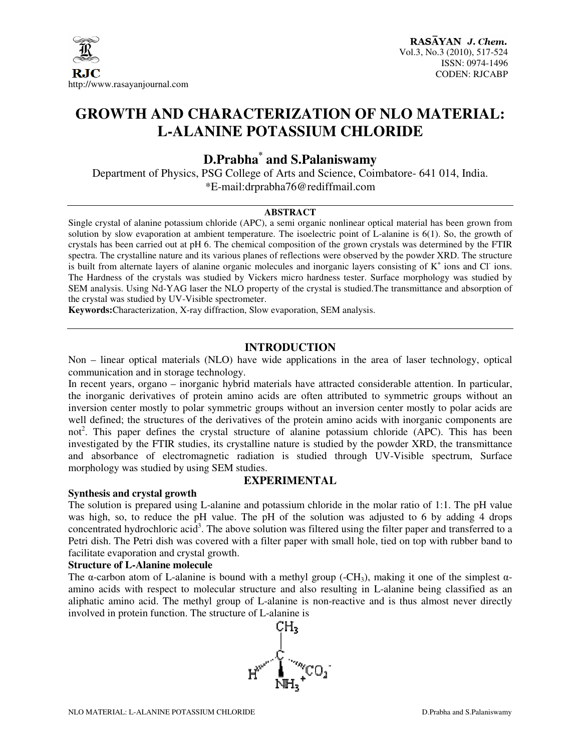# GROWTH AND CHARACTERIZATION OF NLO MATERIAL: L-ALANINE POTASSIUM CHLORIDE

## D.Prabha* and S.Palaniswamy

Department of Physics, PSG College of Arts and Science, Coimbatore- 641 014, India.

*E-mail:drprabha76@rediffmail.com

### ABSTRACT

Single crystal of alanine potassium chloride (APC), a semi organic nonlinear optical material has been grown from solution by slow evaporation at ambient temperature. The isoelectric point of L-alanine is 6(1). So, the growth of crystals has been carried out at pH 6. The chemical composition of the grown crystals was determined by the FTIR spectra. The crystalline nature and its various planes of reflections were observed by the powder XRD. The structure is built from alternate layers of alanine organic molecules and inorganic layers consisting of $K^+$ ions and $Cl^-$ ions. The Hardness of the crystals was studied by Vickers micro hardness tester. Surface morphology was studied by SEM analysis. Using Nd-YAG laser the NLO property of the crystal is studied.The transmittance and absorption of the crystal was studied by UV-Visible spectrometer.

**Keywords:**Characterization, X-ray diffraction, Slow evaporation, SEM analysis.

## INTRODUCTION

Non – linear optical materials (NLO) have wide applications in the area of laser technology, optical communication and in storage technology.

In recent years, organo – inorganic hybrid materials have attracted considerable attention. In particular, the inorganic derivatives of protein amino acids are often attributed to symmetric groups without an inversion center mostly to polar symmetric groups without an inversion center mostly to polar acids are well defined; the structures of the derivatives of the protein amino acids with inorganic components are not[2]. This paper defines the crystal structure of alanine potassium chloride (APC). This has been investigated by the FTIR studies, its crystalline nature is studied by the powder XRD, the transmittance and absorbance of electromagnetic radiation is studied through UV-Visible spectrum, Surface morphology was studied by using SEM studies.

## EXPERIMENTAL

### Synthesis and crystal growth

The solution is prepared using L-alanine and potassium chloride in the molar ratio of 1:1. The pH value was high, so, to reduce the pH value. The pH of the solution was adjusted to 6 by adding 4 drops concentrated hydrochloric acid[3]. The above solution was filtered using the filter paper and transferred to a Petri dish. The Petri dish was covered with a filter paper with small hole, tied on top with rubber band to facilitate evaporation and crystal growth.

### Structure of L-Alanine molecule

The α-carbon atom of L-alanine is bound with a methyl group ($-CH_3$), making it one of the simplest α-amino acids with respect to molecular structure and also resulting in L-alanine being classified as an aliphatic amino acid. The methyl group of L-alanine is non-reactive and is thus almost never directly involved in protein function. The structure of L-alanine is

$CH_3$, H, $CO_2^-$, $NH_3^+$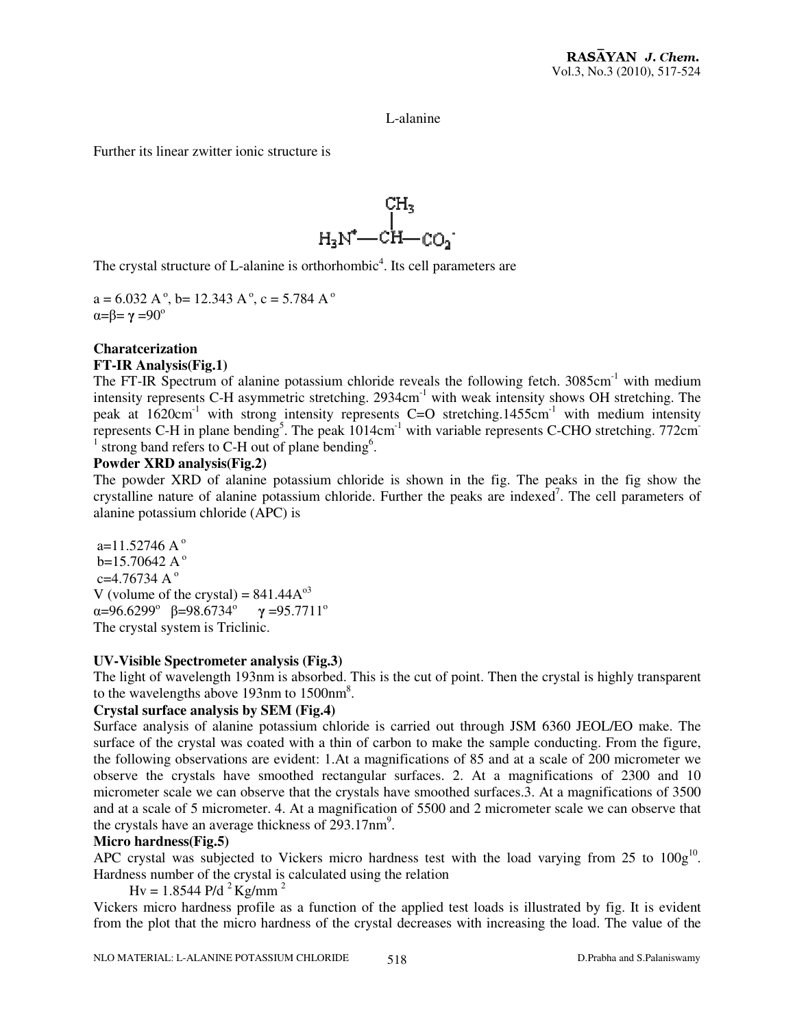L-alanine

Further its linear zwitter ionic structure is

$$H_3N^+ - \underset{\displaystyle}{\overset{\displaystyle CH_3}{\overset{|}{C}H}} - CO_2^-$$

The crystal structure of L-alanine is orthorhombic[4]. Its cell parameters are

a = 6.032 A$^o$, b= 12.343 A$^o$, c = 5.784 A$^o$
$\alpha$=$\beta$= $\gamma$ =90$^o$

**Charatcerization**

**FT-IR Analysis(Fig.1)**

The FT-IR Spectrum of alanine potassium chloride reveals the following fetch. 3085cm$^{-1}$ with medium intensity represents C-H asymmetric stretching. 2934cm$^{-1}$ with weak intensity shows OH stretching. The peak at 1620cm$^{-1}$ with strong intensity represents C=O stretching.1455cm$^{-1}$ with medium intensity represents C-H in plane bending[5]. The peak 1014cm$^{-1}$ with variable represents C-CHO stretching. 772cm$^{-1}$ strong band refers to C-H out of plane bending[6].

**Powder XRD analysis(Fig.2)**

The powder XRD of alanine potassium chloride is shown in the fig. The peaks in the fig show the crystalline nature of alanine potassium chloride. Further the peaks are indexed[7]. The cell parameters of alanine potassium chloride (APC) is

a=11.52746 A$^o$
b=15.70642 A$^o$
c=4.76734 A$^o$
V (volume of the crystal) = 841.44A$^{o3}$
$\alpha$=96.6299$^o$ $\beta$=98.6734$^o$ $\gamma$ =95.7711$^o$
The crystal system is Triclinic.

**UV-Visible Spectrometer analysis (Fig.3)**

The light of wavelength 193nm is absorbed. This is the cut of point. Then the crystal is highly transparent to the wavelengths above 193nm to 1500nm[8].

**Crystal surface analysis by SEM (Fig.4)**

Surface analysis of alanine potassium chloride is carried out through JSM 6360 JEOL/EO make. The surface of the crystal was coated with a thin of carbon to make the sample conducting. From the figure, the following observations are evident: 1.At a magnifications of 85 and at a scale of 200 micrometer we observe the crystals have smoothed rectangular surfaces. 2. At a magnifications of 2300 and 10 micrometer scale we can observe that the crystals have smoothed surfaces.3. At a magnifications of 3500 and at a scale of 5 micrometer. 4. At a magnification of 5500 and 2 micrometer scale we can observe that the crystals have an average thickness of 293.17nm[9].

**Micro hardness(Fig.5)**

APC crystal was subjected to Vickers micro hardness test with the load varying from 25 to 100g[10]. Hardness number of the crystal is calculated using the relation

$$Hv = 1.8544\ P/d^2\ Kg/mm^2$$

Vickers micro hardness profile as a function of the applied test loads is illustrated by fig. It is evident from the plot that the micro hardness of the crystal decreases with increasing the load. The value of the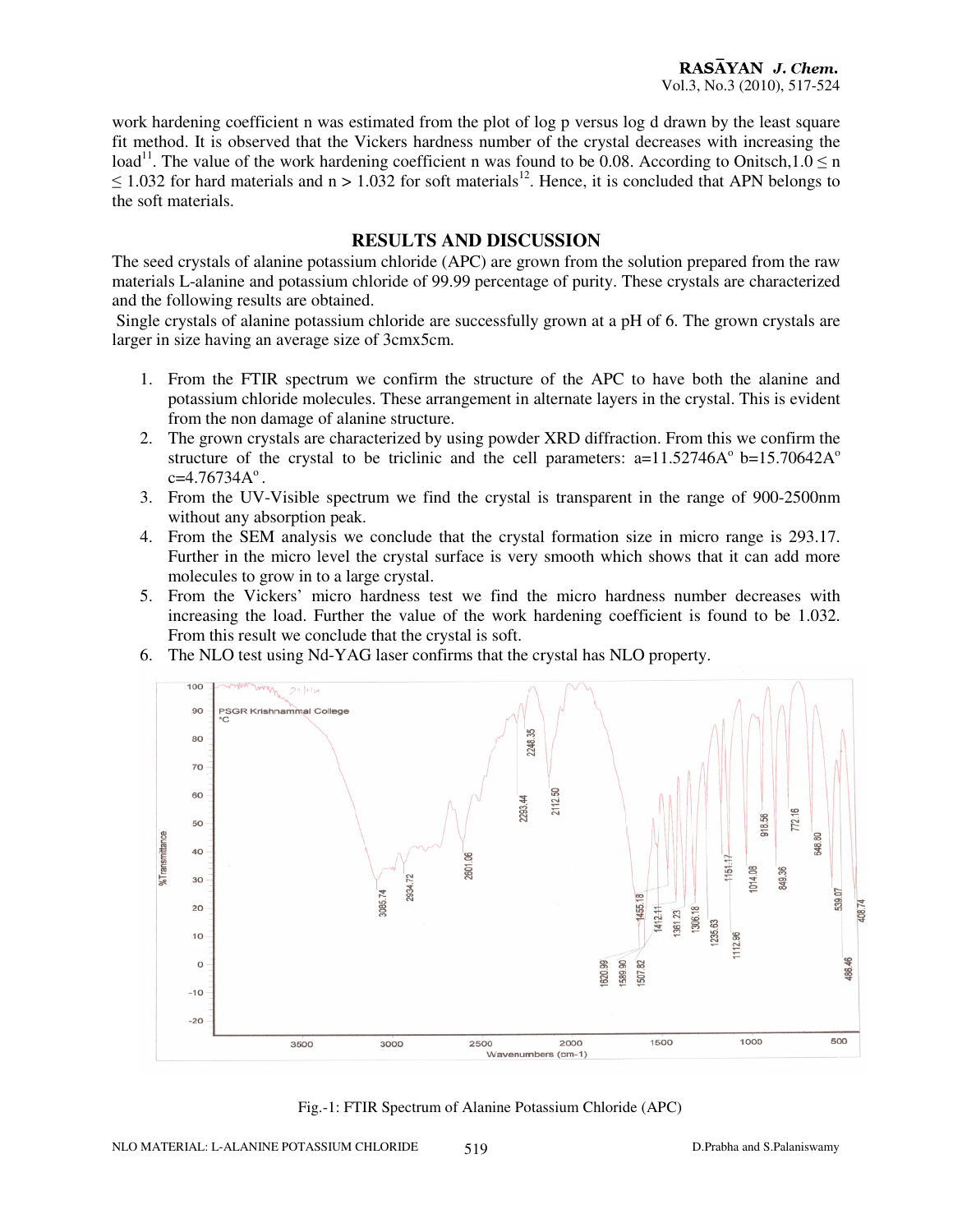work hardening coefficient n was estimated from the plot of log p versus log d drawn by the least square fit method. It is observed that the Vickers hardness number of the crystal decreases with increasing the load[11]. The value of the work hardening coefficient n was found to be 0.08. According to Onitsch, $1.0 \leq n \leq 1.032$ for hard materials and $n > 1.032$ for soft materials[12]. Hence, it is concluded that APN belongs to the soft materials.

## RESULTS AND DISCUSSION

The seed crystals of alanine potassium chloride (APC) are grown from the solution prepared from the raw materials L-alanine and potassium chloride of 99.99 percentage of purity. These crystals are characterized and the following results are obtained.

Single crystals of alanine potassium chloride are successfully grown at a pH of 6. The grown crystals are larger in size having an average size of 3cmx5cm.

1. From the FTIR spectrum we confirm the structure of the APC to have both the alanine and potassium chloride molecules. These arrangement in alternate layers in the crystal. This is evident from the non damage of alanine structure.
2. The grown crystals are characterized by using powder XRD diffraction. From this we confirm the structure of the crystal to be triclinic and the cell parameters: a=11.52746A$^o$ b=15.70642A$^o$ c=4.76734A$^o$.
3. From the UV-Visible spectrum we find the crystal is transparent in the range of 900-2500nm without any absorption peak.
4. From the SEM analysis we conclude that the crystal formation size in micro range is 293.17. Further in the micro level the crystal surface is very smooth which shows that it can add more molecules to grow in to a large crystal.
5. From the Vickers' micro hardness test we find the micro hardness number decreases with increasing the load. Further the value of the work hardening coefficient is found to be 1.032. From this result we conclude that the crystal is soft.
6. The NLO test using Nd-YAG laser confirms that the crystal has NLO property.

Fig.-1: FTIR Spectrum of Alanine Potassium Chloride (APC)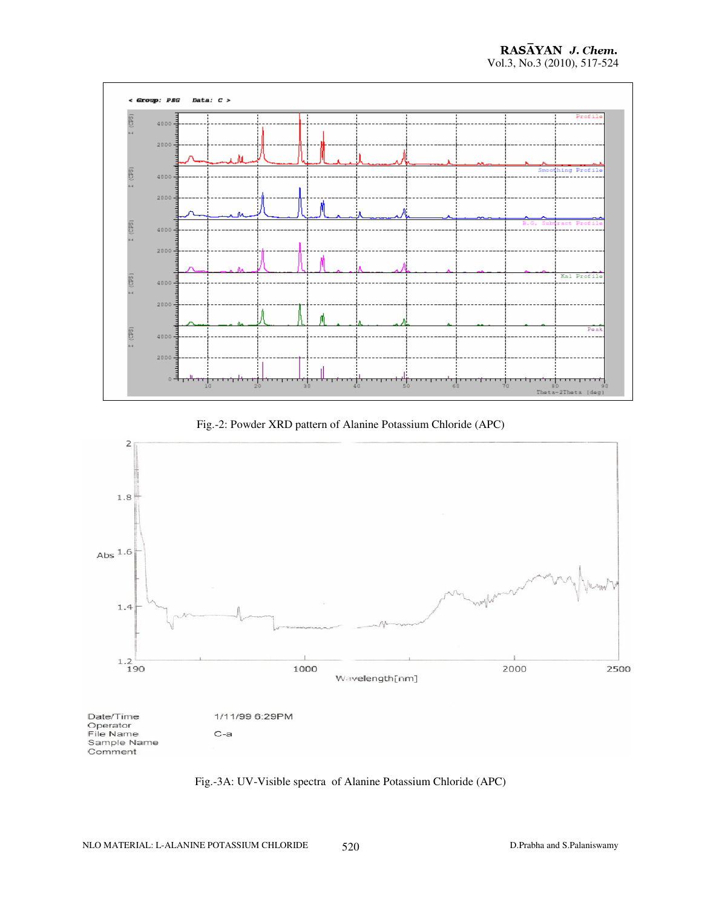Fig.-2: Powder XRD pattern of Alanine Potassium Chloride (APC)

Fig.-3A: UV-Visible spectra of Alanine Potassium Chloride (APC)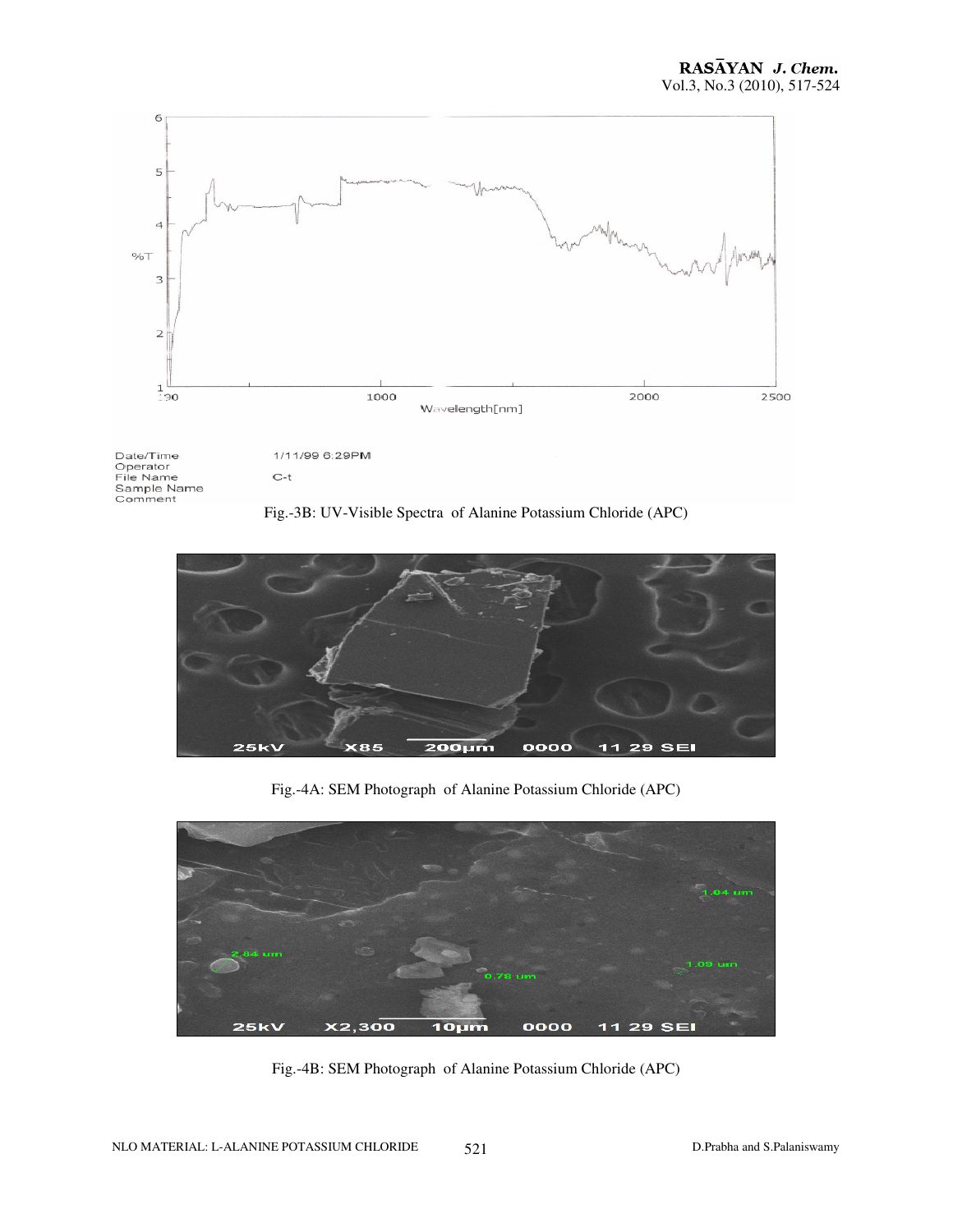Fig.-3B: UV-Visible Spectra of Alanine Potassium Chloride (APC)

Fig.-4A: SEM Photograph of Alanine Potassium Chloride (APC)

Fig.-4B: SEM Photograph of Alanine Potassium Chloride (APC)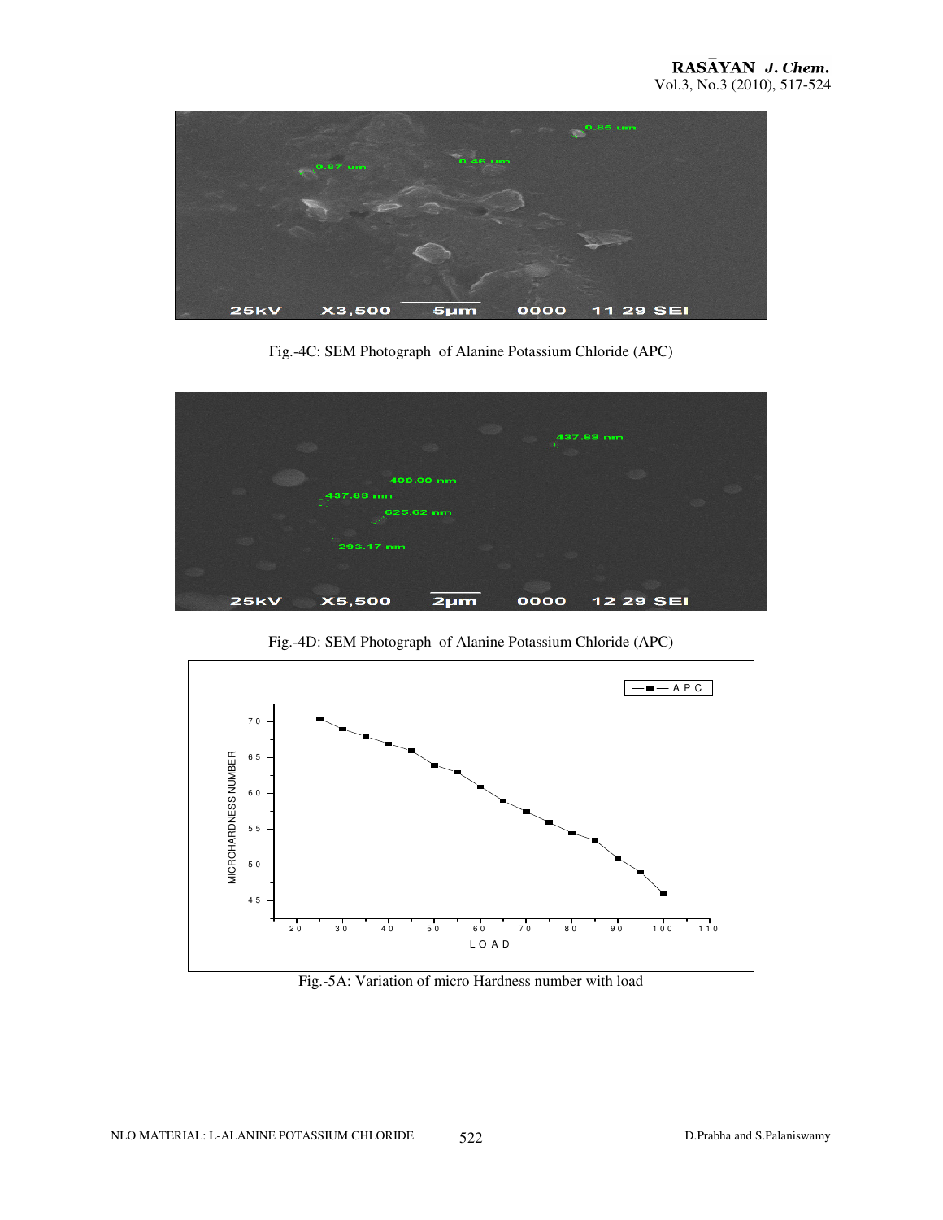Fig.-4C: SEM Photograph of Alanine Potassium Chloride (APC)

Fig.-4D: SEM Photograph of Alanine Potassium Chloride (APC)

Fig.-5A: Variation of micro Hardness number with load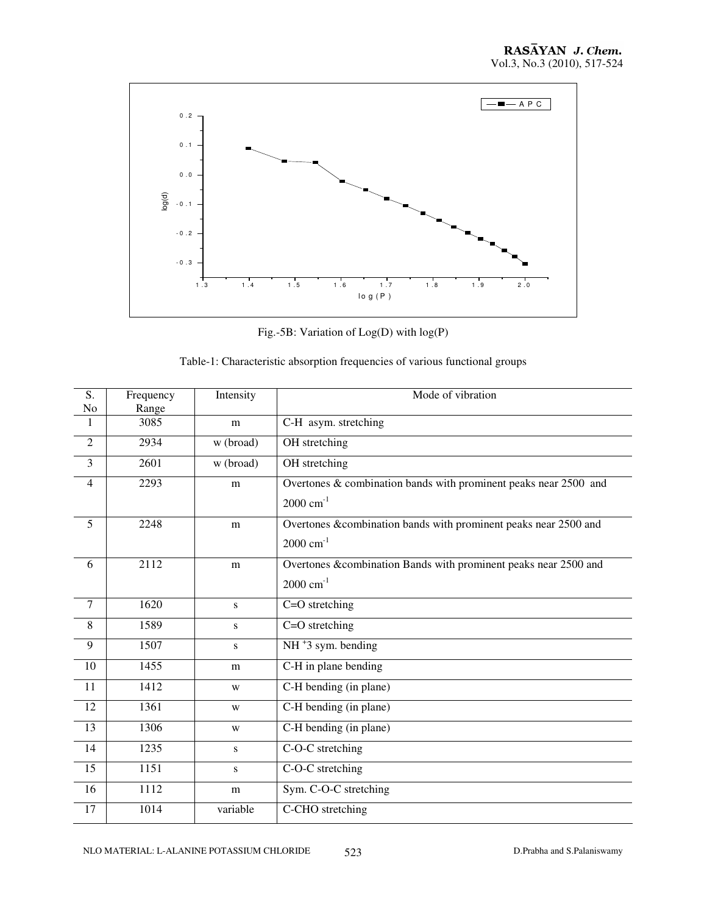Fig.-5B: Variation of Log(D) with log(P)

Table-1: Characteristic absorption frequencies of various functional groups

| S. No | Frequency Range | Intensity | Mode of vibration |
|---|---|---|---|
| 1 | 3085 | m | C-H asym. stretching |
| 2 | 2934 | w (broad) | OH stretching |
| 3 | 2601 | w (broad) | OH stretching |
| 4 | 2293 | m | Overtones & combination bands with prominent peaks near 2500 and 2000 $cm^{-1}$ |
| 5 | 2248 | m | Overtones &combination bands with prominent peaks near 2500 and 2000 $cm^{-1}$ |
| 6 | 2112 | m | Overtones &combination Bands with prominent peaks near 2500 and 2000 $cm^{-1}$ |
| 7 | 1620 | s | C=O stretching |
| 8 | 1589 | s | C=O stretching |
| 9 | 1507 | s | $NH^{+}3$ sym. bending |
| 10 | 1455 | m | C-H in plane bending |
| 11 | 1412 | w | C-H bending (in plane) |
| 12 | 1361 | w | C-H bending (in plane) |
| 13 | 1306 | w | C-H bending (in plane) |
| 14 | 1235 | s | C-O-C stretching |
| 15 | 1151 | s | C-O-C stretching |
| 16 | 1112 | m | Sym. C-O-C stretching |
| 17 | 1014 | variable | C-CHO stretching |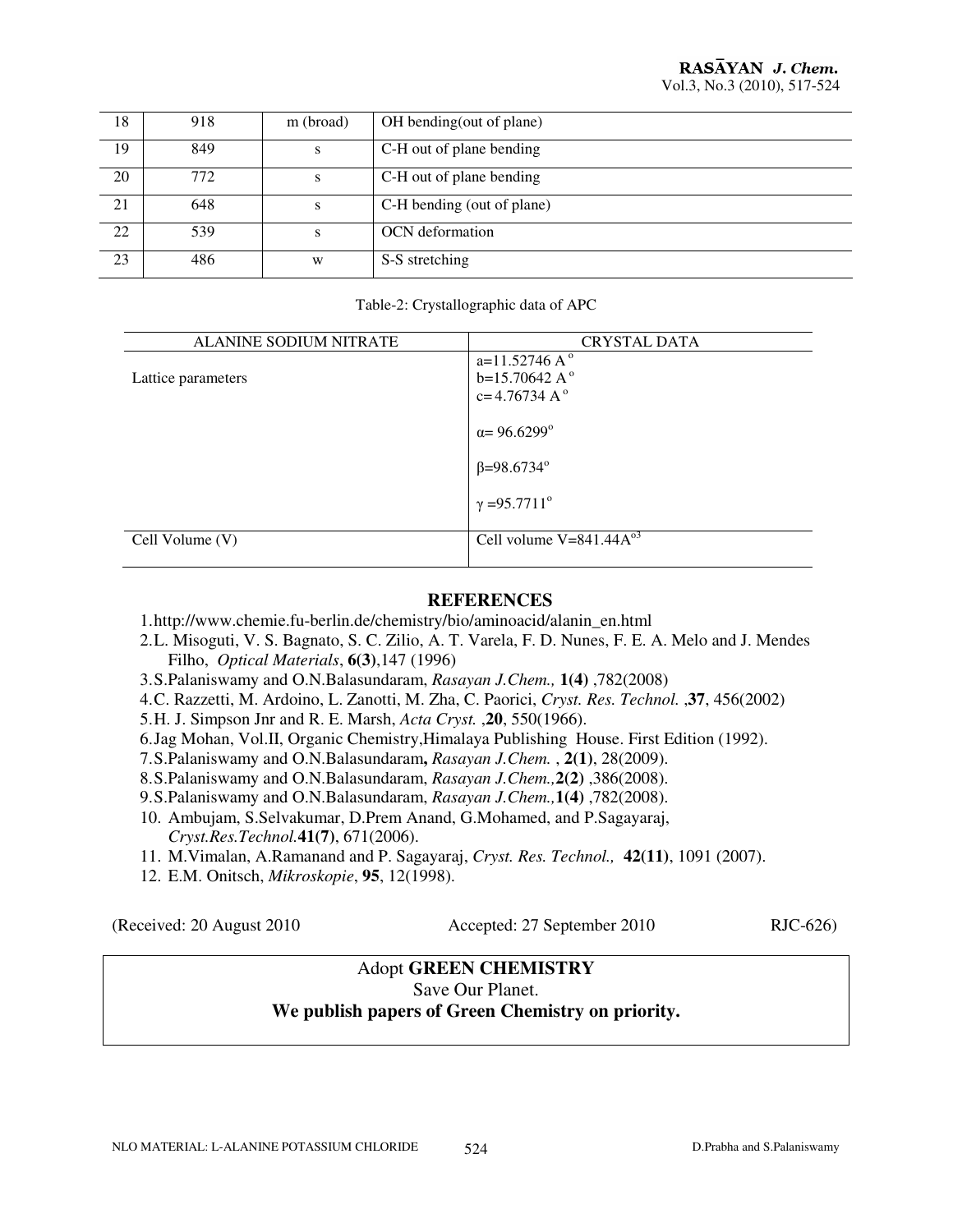| | | | |
|---|---|---|---|
| 18 | 918 | m (broad) | OH bending(out of plane) |
| 19 | 849 | s | C-H out of plane bending |
| 20 | 772 | s | C-H out of plane bending |
| 21 | 648 | s | C-H bending (out of plane) |
| 22 | 539 | s | OCN deformation |
| 23 | 486 | w | S-S stretching |

Table-2: Crystallographic data of APC

| ALANINE SODIUM NITRATE | CRYSTAL DATA |
|---|---|
| Lattice parameters | a=11.52746 A $^{o}$<br>b=15.70642 A $^{o}$<br>c= 4.76734 A $^{o}$<br>α= 96.6299$^{o}$<br>β=98.6734$^{o}$<br>γ =95.7711$^{o}$ |
| Cell Volume (V) | Cell volume V=841.44A$^{o3}$ |

## REFERENCES

1. http://www.chemie.fu-berlin.de/chemistry/bio/aminoacid/alanin_en.html
2. L. Misoguti, V. S. Bagnato, S. C. Zilio, A. T. Varela, F. D. Nunes, F. E. A. Melo and J. Mendes Filho, *Optical Materials*, **6(3)**,147 (1996)
3. S.Palaniswamy and O.N.Balasundaram, *Rasayan J.Chem.,* **1(4)** ,782(2008)
4. C. Razzetti, M. Ardoino, L. Zanotti, M. Zha, C. Paorici, *Cryst. Res. Technol.* ,**37**, 456(2002)
5. H. J. Simpson Jnr and R. E. Marsh, *Acta Cryst.* ,**20**, 550(1966).
6. Jag Mohan, Vol.II, Organic Chemistry,Himalaya Publishing House. First Edition (1992).
7. S.Palaniswamy and O.N.Balasundaram**,** *Rasayan J.Chem.* , **2(1)**, 28(2009).
8. S.Palaniswamy and O.N.Balasundaram, *Rasayan J.Chem.,***2(2)** ,386(2008).
9. S.Palaniswamy and O.N.Balasundaram, *Rasayan J.Chem.,***1(4)** ,782(2008).
10. Ambujam, S.Selvakumar, D.Prem Anand, G.Mohamed, and P.Sagayaraj, *Cryst.Res.Technol.***41(7)**, 671(2006).
11. M.Vimalan, A.Ramanand and P. Sagayaraj, *Cryst. Res. Technol.,* **42(11)**, 1091 (2007).
12. E.M. Onitsch, *Mikroskopie*, **95**, 12(1998).

(Received: 20 August 2010 Accepted: 27 September 2010 RJC-626)

Adopt **GREEN CHEMISTRY**
Save Our Planet.
**We publish papers of Green Chemistry on priority.**